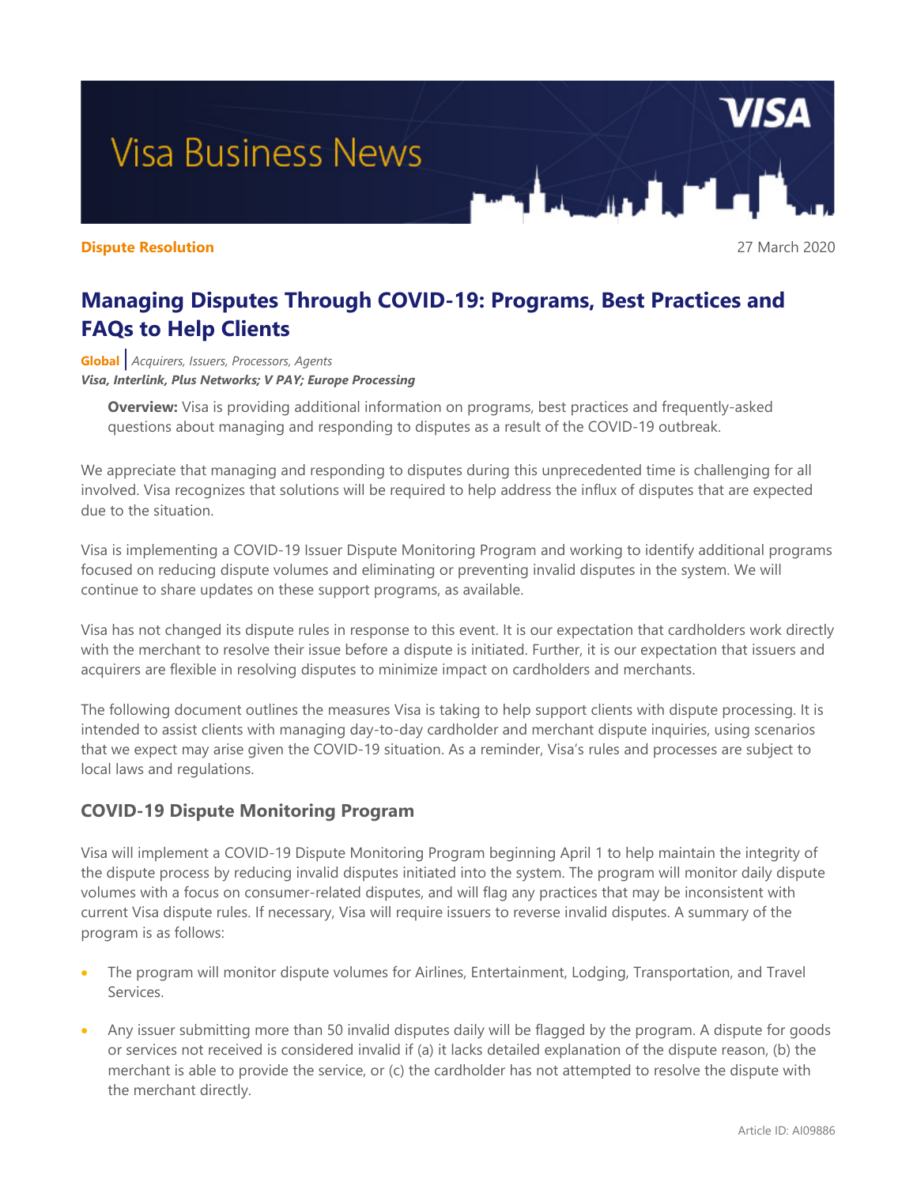Visa Business News

**Dispute Resolution** 27 March 2020

# Managing Disputes Through COVID-19: Programs, Best Practices and FAQs to Help Clients

**Global** | *Acquirers, Issuers, Processors, Agents*
***Visa, Interlink, Plus Networks; V PAY; Europe Processing***

> **Overview:** Visa is providing additional information on programs, best practices and frequently-asked questions about managing and responding to disputes as a result of the COVID-19 outbreak.

We appreciate that managing and responding to disputes during this unprecedented time is challenging for all involved. Visa recognizes that solutions will be required to help address the influx of disputes that are expected due to the situation.

Visa is implementing a COVID-19 Issuer Dispute Monitoring Program and working to identify additional programs focused on reducing dispute volumes and eliminating or preventing invalid disputes in the system. We will continue to share updates on these support programs, as available.

Visa has not changed its dispute rules in response to this event. It is our expectation that cardholders work directly with the merchant to resolve their issue before a dispute is initiated. Further, it is our expectation that issuers and acquirers are flexible in resolving disputes to minimize impact on cardholders and merchants.

The following document outlines the measures Visa is taking to help support clients with dispute processing. It is intended to assist clients with managing day-to-day cardholder and merchant dispute inquiries, using scenarios that we expect may arise given the COVID-19 situation. As a reminder, Visa's rules and processes are subject to local laws and regulations.

## COVID-19 Dispute Monitoring Program

Visa will implement a COVID-19 Dispute Monitoring Program beginning April 1 to help maintain the integrity of the dispute process by reducing invalid disputes initiated into the system. The program will monitor daily dispute volumes with a focus on consumer-related disputes, and will flag any practices that may be inconsistent with current Visa dispute rules. If necessary, Visa will require issuers to reverse invalid disputes. A summary of the program is as follows:

- The program will monitor dispute volumes for Airlines, Entertainment, Lodging, Transportation, and Travel Services.
- Any issuer submitting more than 50 invalid disputes daily will be flagged by the program. A dispute for goods or services not received is considered invalid if (a) it lacks detailed explanation of the dispute reason, (b) the merchant is able to provide the service, or (c) the cardholder has not attempted to resolve the dispute with the merchant directly.

Article ID: AI09886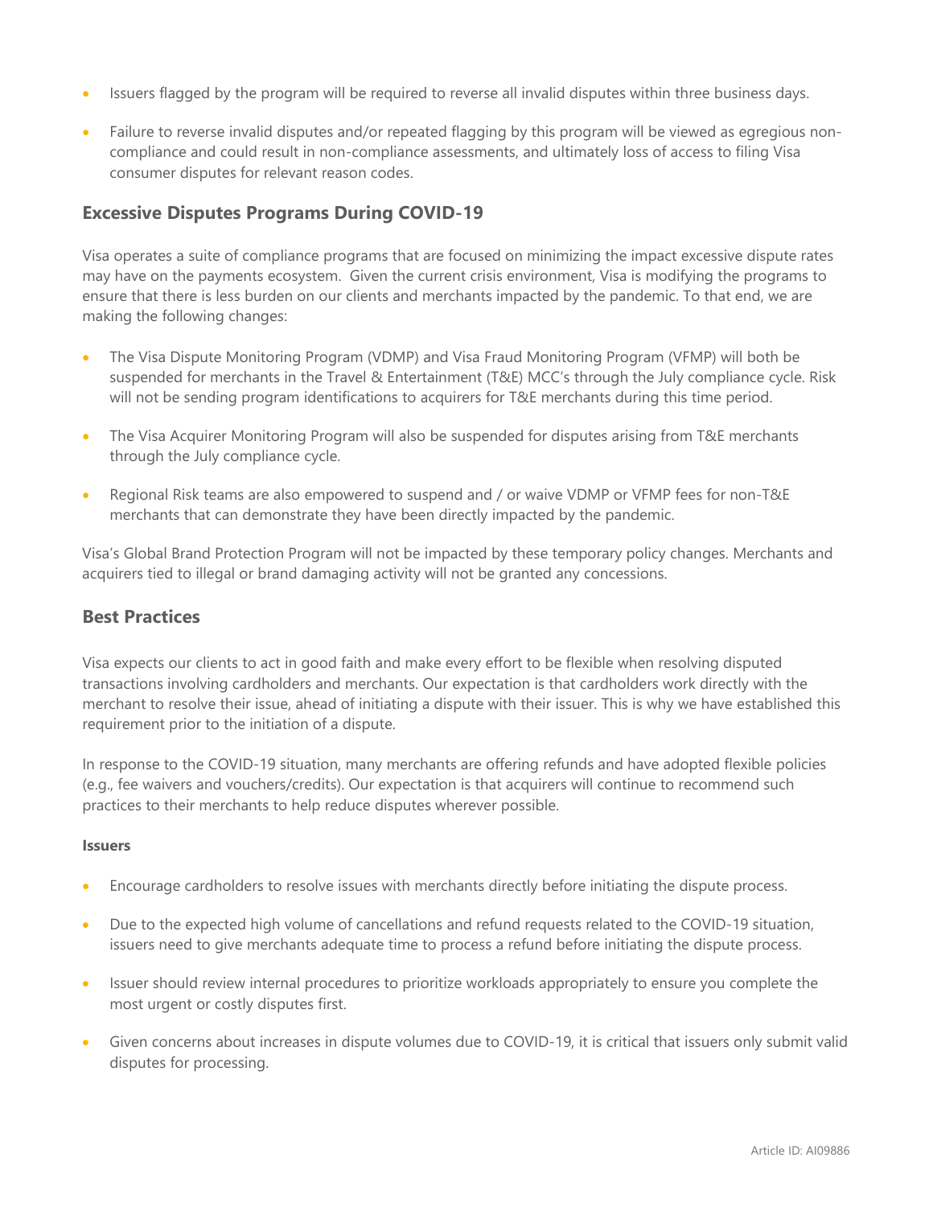- Issuers flagged by the program will be required to reverse all invalid disputes within three business days.
- Failure to reverse invalid disputes and/or repeated flagging by this program will be viewed as egregious non-compliance and could result in non-compliance assessments, and ultimately loss of access to filing Visa consumer disputes for relevant reason codes.

## Excessive Disputes Programs During COVID-19

Visa operates a suite of compliance programs that are focused on minimizing the impact excessive dispute rates may have on the payments ecosystem. Given the current crisis environment, Visa is modifying the programs to ensure that there is less burden on our clients and merchants impacted by the pandemic. To that end, we are making the following changes:

- The Visa Dispute Monitoring Program (VDMP) and Visa Fraud Monitoring Program (VFMP) will both be suspended for merchants in the Travel & Entertainment (T&E) MCC's through the July compliance cycle. Risk will not be sending program identifications to acquirers for T&E merchants during this time period.
- The Visa Acquirer Monitoring Program will also be suspended for disputes arising from T&E merchants through the July compliance cycle.
- Regional Risk teams are also empowered to suspend and / or waive VDMP or VFMP fees for non-T&E merchants that can demonstrate they have been directly impacted by the pandemic.

Visa's Global Brand Protection Program will not be impacted by these temporary policy changes. Merchants and acquirers tied to illegal or brand damaging activity will not be granted any concessions.

## Best Practices

Visa expects our clients to act in good faith and make every effort to be flexible when resolving disputed transactions involving cardholders and merchants. Our expectation is that cardholders work directly with the merchant to resolve their issue, ahead of initiating a dispute with their issuer. This is why we have established this requirement prior to the initiation of a dispute.

In response to the COVID-19 situation, many merchants are offering refunds and have adopted flexible policies (e.g., fee waivers and vouchers/credits). Our expectation is that acquirers will continue to recommend such practices to their merchants to help reduce disputes wherever possible.

**Issuers**

- Encourage cardholders to resolve issues with merchants directly before initiating the dispute process.
- Due to the expected high volume of cancellations and refund requests related to the COVID-19 situation, issuers need to give merchants adequate time to process a refund before initiating the dispute process.
- Issuer should review internal procedures to prioritize workloads appropriately to ensure you complete the most urgent or costly disputes first.
- Given concerns about increases in dispute volumes due to COVID-19, it is critical that issuers only submit valid disputes for processing.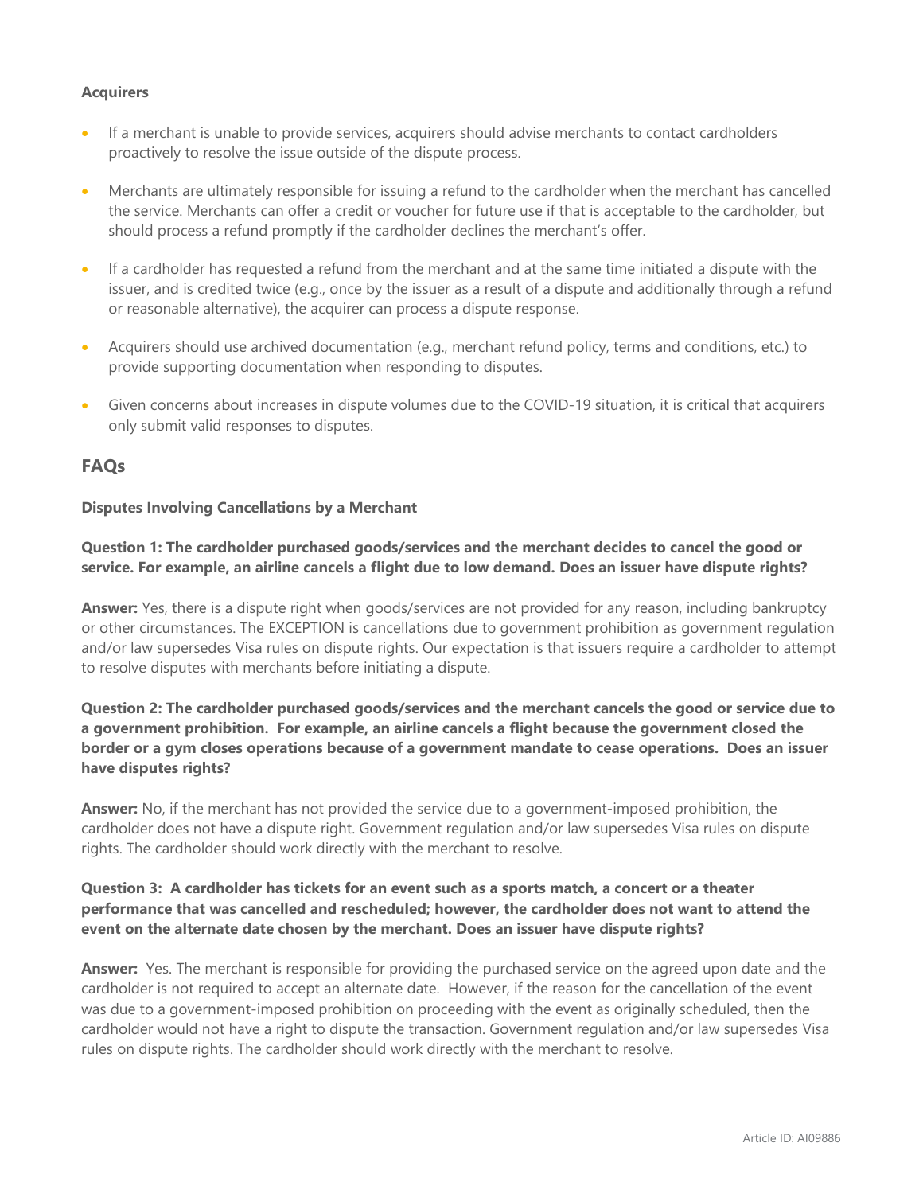**Acquirers**

- If a merchant is unable to provide services, acquirers should advise merchants to contact cardholders proactively to resolve the issue outside of the dispute process.
- Merchants are ultimately responsible for issuing a refund to the cardholder when the merchant has cancelled the service. Merchants can offer a credit or voucher for future use if that is acceptable to the cardholder, but should process a refund promptly if the cardholder declines the merchant's offer.
- If a cardholder has requested a refund from the merchant and at the same time initiated a dispute with the issuer, and is credited twice (e.g., once by the issuer as a result of a dispute and additionally through a refund or reasonable alternative), the acquirer can process a dispute response.
- Acquirers should use archived documentation (e.g., merchant refund policy, terms and conditions, etc.) to provide supporting documentation when responding to disputes.
- Given concerns about increases in dispute volumes due to the COVID-19 situation, it is critical that acquirers only submit valid responses to disputes.

## FAQs

**Disputes Involving Cancellations by a Merchant**

**Question 1: The cardholder purchased goods/services and the merchant decides to cancel the good or service. For example, an airline cancels a flight due to low demand. Does an issuer have dispute rights?**

**Answer:** Yes, there is a dispute right when goods/services are not provided for any reason, including bankruptcy or other circumstances. The EXCEPTION is cancellations due to government prohibition as government regulation and/or law supersedes Visa rules on dispute rights. Our expectation is that issuers require a cardholder to attempt to resolve disputes with merchants before initiating a dispute.

**Question 2: The cardholder purchased goods/services and the merchant cancels the good or service due to a government prohibition. For example, an airline cancels a flight because the government closed the border or a gym closes operations because of a government mandate to cease operations. Does an issuer have disputes rights?**

**Answer:** No, if the merchant has not provided the service due to a government-imposed prohibition, the cardholder does not have a dispute right. Government regulation and/or law supersedes Visa rules on dispute rights. The cardholder should work directly with the merchant to resolve.

**Question 3: A cardholder has tickets for an event such as a sports match, a concert or a theater performance that was cancelled and rescheduled; however, the cardholder does not want to attend the event on the alternate date chosen by the merchant. Does an issuer have dispute rights?**

**Answer:** Yes. The merchant is responsible for providing the purchased service on the agreed upon date and the cardholder is not required to accept an alternate date. However, if the reason for the cancellation of the event was due to a government-imposed prohibition on proceeding with the event as originally scheduled, then the cardholder would not have a right to dispute the transaction. Government regulation and/or law supersedes Visa rules on dispute rights. The cardholder should work directly with the merchant to resolve.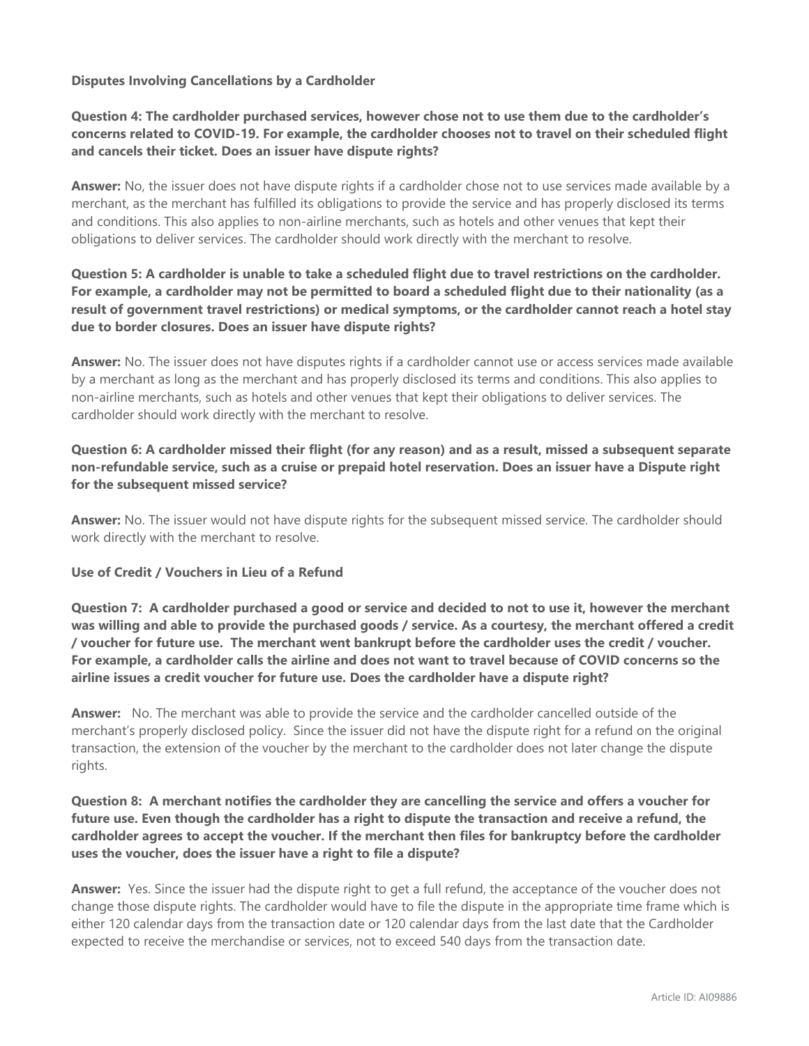**Disputes Involving Cancellations by a Cardholder**

**Question 4: The cardholder purchased services, however chose not to use them due to the cardholder's concerns related to COVID-19. For example, the cardholder chooses not to travel on their scheduled flight and cancels their ticket. Does an issuer have dispute rights?**

**Answer:** No, the issuer does not have dispute rights if a cardholder chose not to use services made available by a merchant, as the merchant has fulfilled its obligations to provide the service and has properly disclosed its terms and conditions. This also applies to non-airline merchants, such as hotels and other venues that kept their obligations to deliver services. The cardholder should work directly with the merchant to resolve.

**Question 5: A cardholder is unable to take a scheduled flight due to travel restrictions on the cardholder. For example, a cardholder may not be permitted to board a scheduled flight due to their nationality (as a result of government travel restrictions) or medical symptoms, or the cardholder cannot reach a hotel stay due to border closures. Does an issuer have dispute rights?**

**Answer:** No. The issuer does not have disputes rights if a cardholder cannot use or access services made available by a merchant as long as the merchant and has properly disclosed its terms and conditions. This also applies to non-airline merchants, such as hotels and other venues that kept their obligations to deliver services. The cardholder should work directly with the merchant to resolve.

**Question 6: A cardholder missed their flight (for any reason) and as a result, missed a subsequent separate non-refundable service, such as a cruise or prepaid hotel reservation. Does an issuer have a Dispute right for the subsequent missed service?**

**Answer:** No. The issuer would not have dispute rights for the subsequent missed service. The cardholder should work directly with the merchant to resolve.

**Use of Credit / Vouchers in Lieu of a Refund**

**Question 7: A cardholder purchased a good or service and decided to not to use it, however the merchant was willing and able to provide the purchased goods / service. As a courtesy, the merchant offered a credit / voucher for future use. The merchant went bankrupt before the cardholder uses the credit / voucher. For example, a cardholder calls the airline and does not want to travel because of COVID concerns so the airline issues a credit voucher for future use. Does the cardholder have a dispute right?**

**Answer:** No. The merchant was able to provide the service and the cardholder cancelled outside of the merchant's properly disclosed policy. Since the issuer did not have the dispute right for a refund on the original transaction, the extension of the voucher by the merchant to the cardholder does not later change the dispute rights.

**Question 8: A merchant notifies the cardholder they are cancelling the service and offers a voucher for future use. Even though the cardholder has a right to dispute the transaction and receive a refund, the cardholder agrees to accept the voucher. If the merchant then files for bankruptcy before the cardholder uses the voucher, does the issuer have a right to file a dispute?**

**Answer:** Yes. Since the issuer had the dispute right to get a full refund, the acceptance of the voucher does not change those dispute rights. The cardholder would have to file the dispute in the appropriate time frame which is either 120 calendar days from the transaction date or 120 calendar days from the last date that the Cardholder expected to receive the merchandise or services, not to exceed 540 days from the transaction date.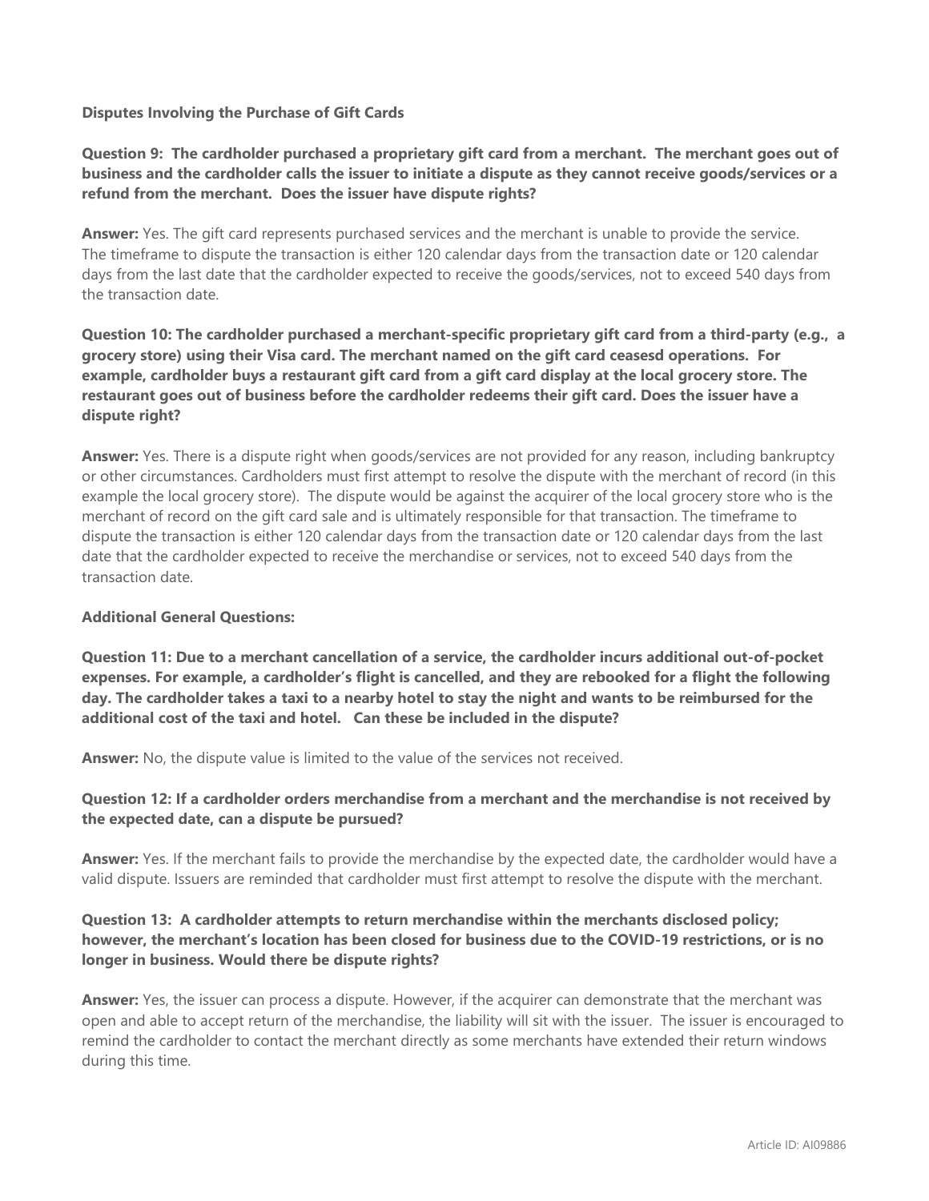**Disputes Involving the Purchase of Gift Cards**

**Question 9: The cardholder purchased a proprietary gift card from a merchant. The merchant goes out of business and the cardholder calls the issuer to initiate a dispute as they cannot receive goods/services or a refund from the merchant. Does the issuer have dispute rights?**

**Answer:** Yes. The gift card represents purchased services and the merchant is unable to provide the service. The timeframe to dispute the transaction is either 120 calendar days from the transaction date or 120 calendar days from the last date that the cardholder expected to receive the goods/services, not to exceed 540 days from the transaction date.

**Question 10: The cardholder purchased a merchant-specific proprietary gift card from a third-party (e.g., a grocery store) using their Visa card. The merchant named on the gift card ceasesd operations. For example, cardholder buys a restaurant gift card from a gift card display at the local grocery store. The restaurant goes out of business before the cardholder redeems their gift card. Does the issuer have a dispute right?**

**Answer:** Yes. There is a dispute right when goods/services are not provided for any reason, including bankruptcy or other circumstances. Cardholders must first attempt to resolve the dispute with the merchant of record (in this example the local grocery store). The dispute would be against the acquirer of the local grocery store who is the merchant of record on the gift card sale and is ultimately responsible for that transaction. The timeframe to dispute the transaction is either 120 calendar days from the transaction date or 120 calendar days from the last date that the cardholder expected to receive the merchandise or services, not to exceed 540 days from the transaction date.

**Additional General Questions:**

**Question 11: Due to a merchant cancellation of a service, the cardholder incurs additional out-of-pocket expenses. For example, a cardholder's flight is cancelled, and they are rebooked for a flight the following day. The cardholder takes a taxi to a nearby hotel to stay the night and wants to be reimbursed for the additional cost of the taxi and hotel. Can these be included in the dispute?**

**Answer:** No, the dispute value is limited to the value of the services not received.

**Question 12: If a cardholder orders merchandise from a merchant and the merchandise is not received by the expected date, can a dispute be pursued?**

**Answer:** Yes. If the merchant fails to provide the merchandise by the expected date, the cardholder would have a valid dispute. Issuers are reminded that cardholder must first attempt to resolve the dispute with the merchant.

**Question 13: A cardholder attempts to return merchandise within the merchants disclosed policy; however, the merchant's location has been closed for business due to the COVID-19 restrictions, or is no longer in business. Would there be dispute rights?**

**Answer:** Yes, the issuer can process a dispute. However, if the acquirer can demonstrate that the merchant was open and able to accept return of the merchandise, the liability will sit with the issuer. The issuer is encouraged to remind the cardholder to contact the merchant directly as some merchants have extended their return windows during this time.

Article ID: AI09886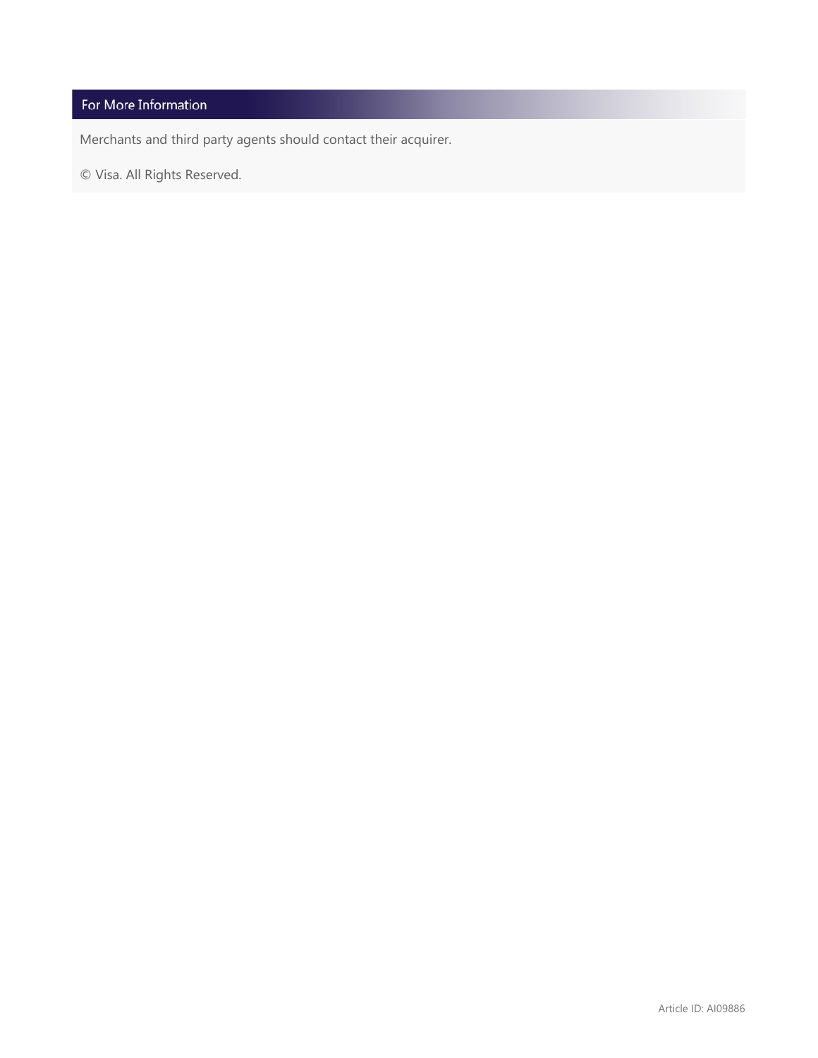## For More Information

Merchants and third party agents should contact their acquirer.

© Visa. All Rights Reserved.

Article ID: AI09886